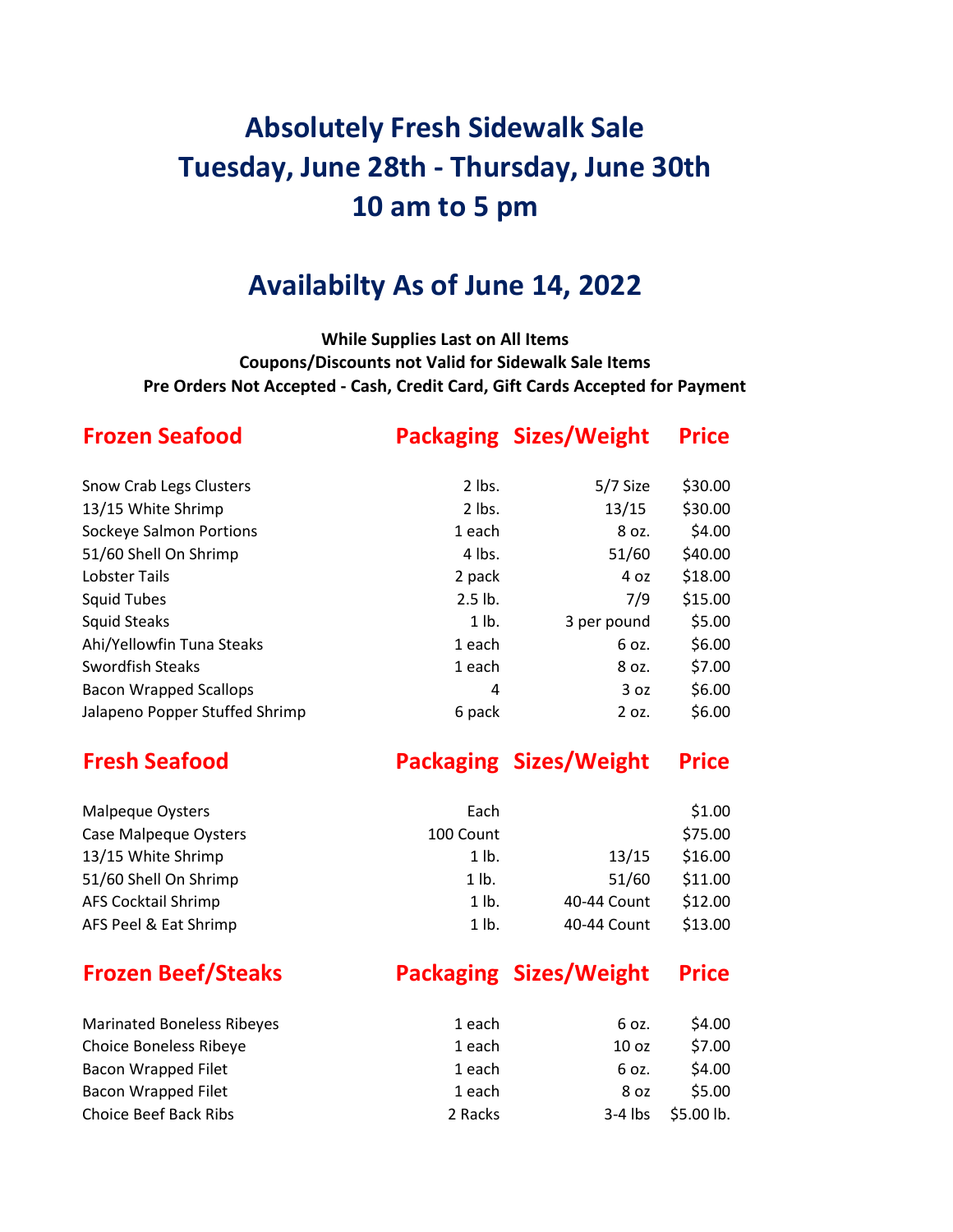# Absolutely Fresh Sidewalk Sale
# Tuesday, June 28th - Thursday, June 30th
# 10 am to 5 pm

## Availabilty As of June 14, 2022

**While Supplies Last on All Items**
**Coupons/Discounts not Valid for Sidewalk Sale Items**
**Pre Orders Not Accepted - Cash, Credit Card, Gift Cards Accepted for Payment**

| Frozen Seafood | Packaging | Sizes/Weight | Price |
|---|---|---|---|
| Snow Crab Legs Clusters | 2 lbs. | 5/7 Size | $30.00 |
| 13/15 White Shrimp | 2 lbs. | 13/15 | $30.00 |
| Sockeye Salmon Portions | 1 each | 8 oz. | $4.00 |
| 51/60 Shell On Shrimp | 4 lbs. | 51/60 | $40.00 |
| Lobster Tails | 2 pack | 4 oz | $18.00 |
| Squid Tubes | 2.5 lb. | 7/9 | $15.00 |
| Squid Steaks | 1 lb. | 3 per pound | $5.00 |
| Ahi/Yellowfin Tuna Steaks | 1 each | 6 oz. | $6.00 |
| Swordfish Steaks | 1 each | 8 oz. | $7.00 |
| Bacon Wrapped Scallops | 4 | 3 oz | $6.00 |
| Jalapeno Popper Stuffed Shrimp | 6 pack | 2 oz. | $6.00 |

| Fresh Seafood | Packaging | Sizes/Weight | Price |
|---|---|---|---|
| Malpeque Oysters | Each | | $1.00 |
| Case Malpeque Oysters | 100 Count | | $75.00 |
| 13/15 White Shrimp | 1 lb. | 13/15 | $16.00 |
| 51/60 Shell On Shrimp | 1 lb. | 51/60 | $11.00 |
| AFS Cocktail Shrimp | 1 lb. | 40-44 Count | $12.00 |
| AFS Peel & Eat Shrimp | 1 lb. | 40-44 Count | $13.00 |

| Frozen Beef/Steaks | Packaging | Sizes/Weight | Price |
|---|---|---|---|
| Marinated Boneless Ribeyes | 1 each | 6 oz. | $4.00 |
| Choice Boneless Ribeye | 1 each | 10 oz | $7.00 |
| Bacon Wrapped Filet | 1 each | 6 oz. | $4.00 |
| Bacon Wrapped Filet | 1 each | 8 oz | $5.00 |
| Choice Beef Back Ribs | 2 Racks | 3-4 lbs | $5.00 lb. |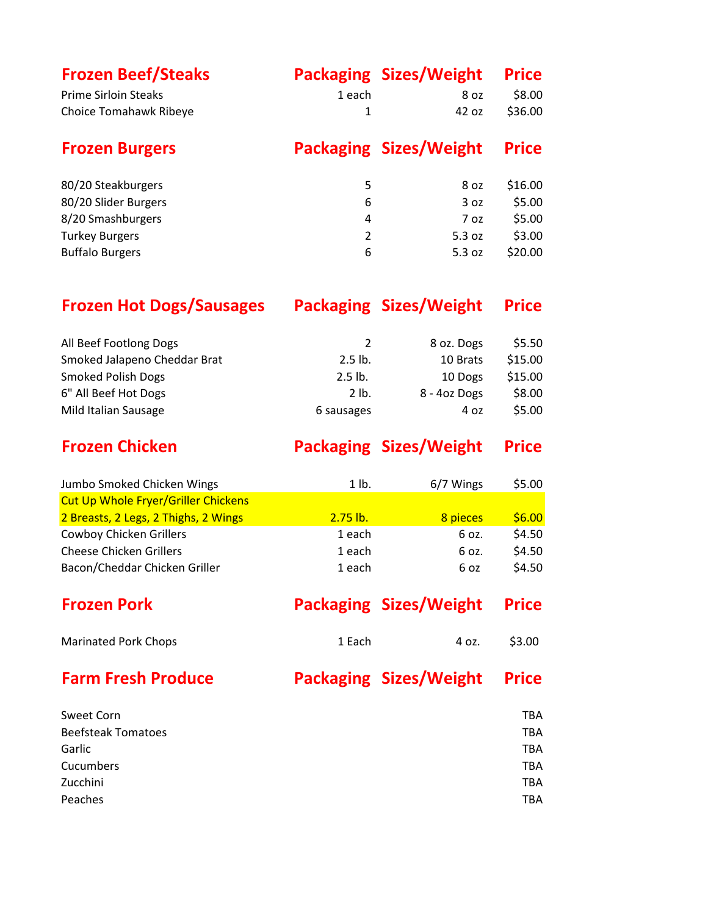| Frozen Beef/Steaks | Packaging | Sizes/Weight | Price |
|---|---|---|---|
| Prime Sirloin Steaks | 1 each | 8 oz | $8.00 |
| Choice Tomahawk Ribeye | 1 | 42 oz | $36.00 |

| Frozen Burgers | Packaging | Sizes/Weight | Price |
|---|---|---|---|
| 80/20 Steakburgers | 5 | 8 oz | $16.00 |
| 80/20 Slider Burgers | 6 | 3 oz | $5.00 |
| 8/20 Smashburgers | 4 | 7 oz | $5.00 |
| Turkey Burgers | 2 | 5.3 oz | $3.00 |
| Buffalo Burgers | 6 | 5.3 oz | $20.00 |

| Frozen Hot Dogs/Sausages | Packaging | Sizes/Weight | Price |
|---|---|---|---|
| All Beef Footlong Dogs | 2 | 8 oz. Dogs | $5.50 |
| Smoked Jalapeno Cheddar Brat | 2.5 lb. | 10 Brats | $15.00 |
| Smoked Polish Dogs | 2.5 lb. | 10 Dogs | $15.00 |
| 6" All Beef Hot Dogs | 2 lb. | 8 - 4oz Dogs | $8.00 |
| Mild Italian Sausage | 6 sausages | 4 oz | $5.00 |

| Frozen Chicken | Packaging | Sizes/Weight | Price |
|---|---|---|---|
| Jumbo Smoked Chicken Wings | 1 lb. | 6/7 Wings | $5.00 |
| Cut Up Whole Fryer/Griller Chickens | | | |
| 2 Breasts, 2 Legs, 2 Thighs, 2 Wings | 2.75 lb. | 8 pieces | $6.00 |
| Cowboy Chicken Grillers | 1 each | 6 oz. | $4.50 |
| Cheese Chicken Grillers | 1 each | 6 oz. | $4.50 |
| Bacon/Cheddar Chicken Griller | 1 each | 6 oz | $4.50 |

| Frozen Pork | Packaging | Sizes/Weight | Price |
|---|---|---|---|
| Marinated Pork Chops | 1 Each | 4 oz. | $3.00 |

| Farm Fresh Produce | Packaging | Sizes/Weight | Price |
|---|---|---|---|
| Sweet Corn | | | TBA |
| Beefsteak Tomatoes | | | TBA |
| Garlic | | | TBA |
| Cucumbers | | | TBA |
| Zucchini | | | TBA |
| Peaches | | | TBA |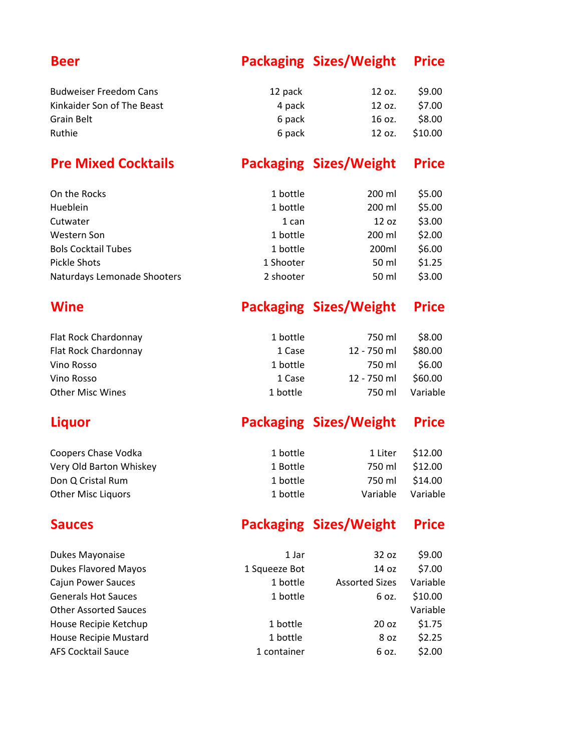| Beer | Packaging | Sizes/Weight | Price |
|---|---|---|---|
| Budweiser Freedom Cans | 12 pack | 12 oz. | $9.00 |
| Kinkaider Son of The Beast | 4 pack | 12 oz. | $7.00 |
| Grain Belt | 6 pack | 16 oz. | $8.00 |
| Ruthie | 6 pack | 12 oz. | $10.00 |

| Pre Mixed Cocktails | Packaging | Sizes/Weight | Price |
|---|---|---|---|
| On the Rocks | 1 bottle | 200 ml | $5.00 |
| Hueblein | 1 bottle | 200 ml | $5.00 |
| Cutwater | 1 can | 12 oz | $3.00 |
| Western Son | 1 bottle | 200 ml | $2.00 |
| Bols Cocktail Tubes | 1 bottle | 200ml | $6.00 |
| Pickle Shots | 1 Shooter | 50 ml | $1.25 |
| Naturdays Lemonade Shooters | 2 shooter | 50 ml | $3.00 |

| Wine | Packaging | Sizes/Weight | Price |
|---|---|---|---|
| Flat Rock Chardonnay | 1 bottle | 750 ml | $8.00 |
| Flat Rock Chardonnay | 1 Case | 12 - 750 ml | $80.00 |
| Vino Rosso | 1 bottle | 750 ml | $6.00 |
| Vino Rosso | 1 Case | 12 - 750 ml | $60.00 |
| Other Misc Wines | 1 bottle | 750 ml | Variable |

| Liquor | Packaging | Sizes/Weight | Price |
|---|---|---|---|
| Coopers Chase Vodka | 1 bottle | 1 Liter | $12.00 |
| Very Old Barton Whiskey | 1 Bottle | 750 ml | $12.00 |
| Don Q Cristal Rum | 1 bottle | 750 ml | $14.00 |
| Other Misc Liquors | 1 bottle | Variable | Variable |

| Sauces | Packaging | Sizes/Weight | Price |
|---|---|---|---|
| Dukes Mayonaise | 1 Jar | 32 oz | $9.00 |
| Dukes Flavored Mayos | 1 Squeeze Bot | 14 oz | $7.00 |
| Cajun Power Sauces | 1 bottle | Assorted Sizes | Variable |
| Generals Hot Sauces | 1 bottle | 6 oz. | $10.00 |
| Other Assorted Sauces | | | Variable |
| House Recipie Ketchup | 1 bottle | 20 oz | $1.75 |
| House Recipie Mustard | 1 bottle | 8 oz | $2.25 |
| AFS Cocktail Sauce | 1 container | 6 oz. | $2.00 |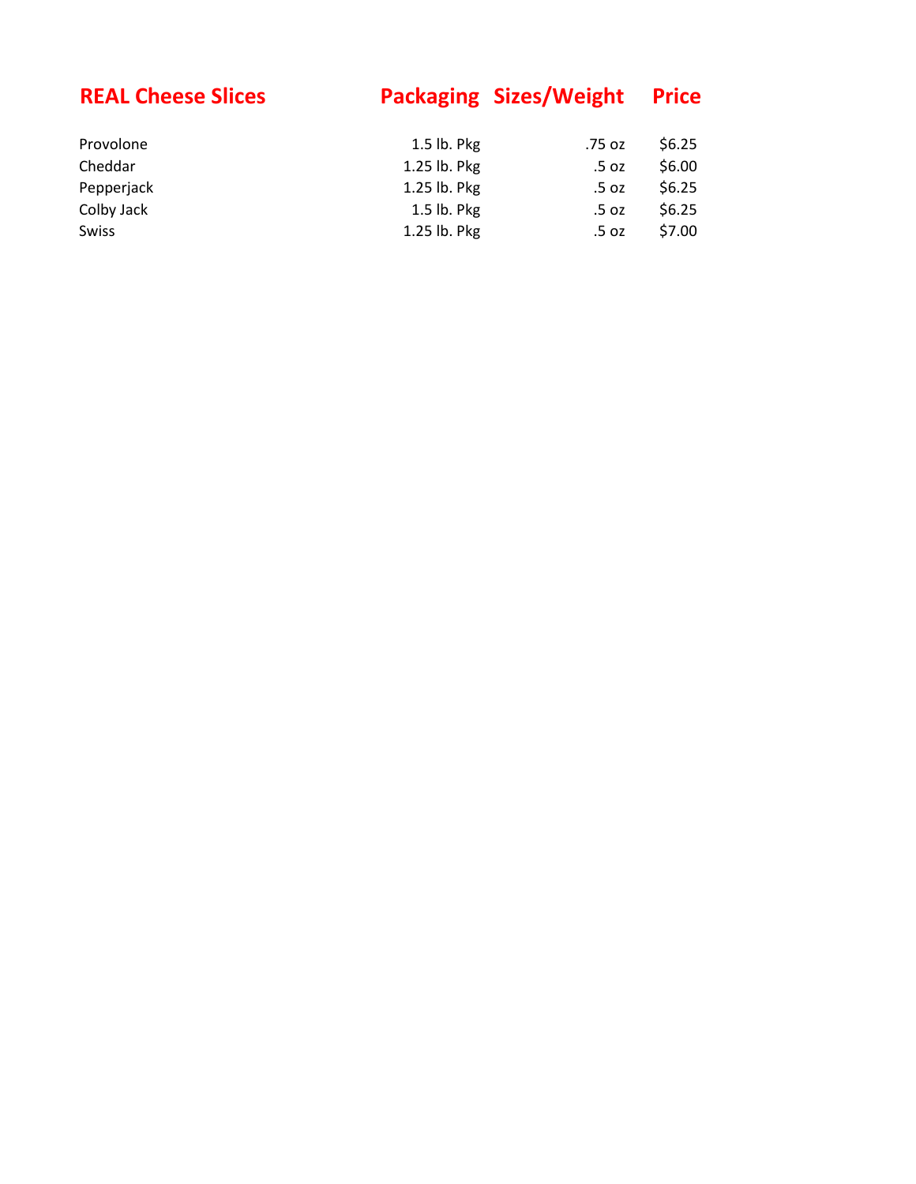| REAL Cheese Slices | Packaging | Sizes/Weight | Price |
|---|---|---|---|
| Provolone | 1.5 lb. Pkg | .75 oz | $6.25 |
| Cheddar | 1.25 lb. Pkg | .5 oz | $6.00 |
| Pepperjack | 1.25 lb. Pkg | .5 oz | $6.25 |
| Colby Jack | 1.5 lb. Pkg | .5 oz | $6.25 |
| Swiss | 1.25 lb. Pkg | .5 oz | $7.00 |